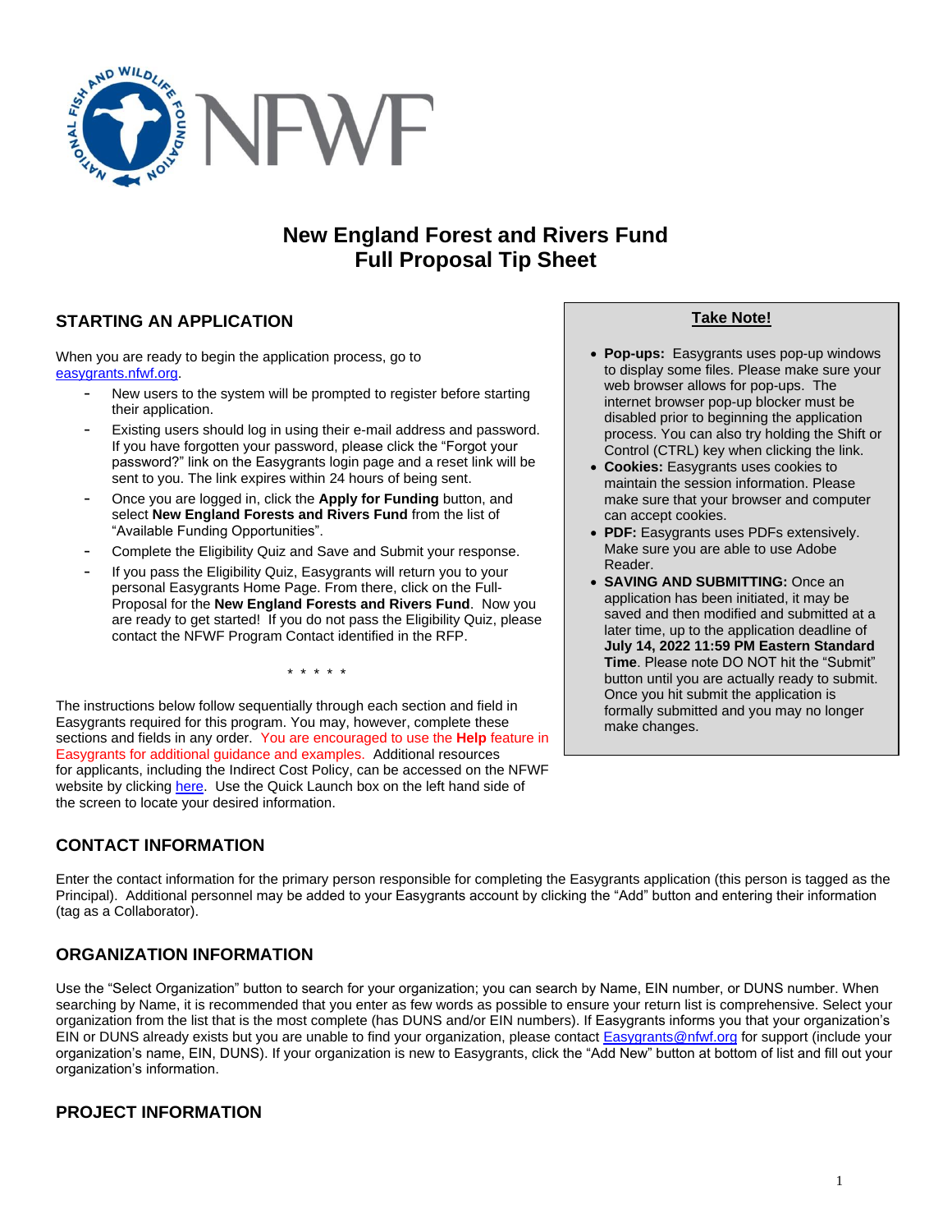# New England Forest and Rivers Fund
# Full Proposal Tip Sheet

## STARTING AN APPLICATION

When you are ready to begin the application process, go to [easygrants.nfwf.org](easygrants.nfwf.org).

- New users to the system will be prompted to register before starting their application.
- Existing users should log in using their e-mail address and password. If you have forgotten your password, please click the "Forgot your password?" link on the Easygrants login page and a reset link will be sent to you. The link expires within 24 hours of being sent.
- Once you are logged in, click the **Apply for Funding** button, and select **New England Forests and Rivers Fund** from the list of "Available Funding Opportunities".
- Complete the Eligibility Quiz and Save and Submit your response.
- If you pass the Eligibility Quiz, Easygrants will return you to your personal Easygrants Home Page. From there, click on the Full-Proposal for the **New England Forests and Rivers Fund**. Now you are ready to get started! If you do not pass the Eligibility Quiz, please contact the NFWF Program Contact identified in the RFP.

\* \* \* \* \*

The instructions below follow sequentially through each section and field in Easygrants required for this program. You may, however, complete these sections and fields in any order. You are encouraged to use the **Help** feature in Easygrants for additional guidance and examples. Additional resources for applicants, including the Indirect Cost Policy, can be accessed on the NFWF website by clicking [here](here). Use the Quick Launch box on the left hand side of the screen to locate your desired information.

**Take Note!**

- **Pop-ups:** Easygrants uses pop-up windows to display some files. Please make sure your web browser allows for pop-ups. The internet browser pop-up blocker must be disabled prior to beginning the application process. You can also try holding the Shift or Control (CTRL) key when clicking the link.
- **Cookies:** Easygrants uses cookies to maintain the session information. Please make sure that your browser and computer can accept cookies.
- **PDF:** Easygrants uses PDFs extensively. Make sure you are able to use Adobe Reader.
- **SAVING AND SUBMITTING:** Once an application has been initiated, it may be saved and then modified and submitted at a later time, up to the application deadline of **July 14, 2022 11:59 PM Eastern Standard Time**. Please note DO NOT hit the "Submit" button until you are actually ready to submit. Once you hit submit the application is formally submitted and you may no longer make changes.

## CONTACT INFORMATION

Enter the contact information for the primary person responsible for completing the Easygrants application (this person is tagged as the Principal). Additional personnel may be added to your Easygrants account by clicking the "Add" button and entering their information (tag as a Collaborator).

## ORGANIZATION INFORMATION

Use the "Select Organization" button to search for your organization; you can search by Name, EIN number, or DUNS number. When searching by Name, it is recommended that you enter as few words as possible to ensure your return list is comprehensive. Select your organization from the list that is the most complete (has DUNS and/or EIN numbers). If Easygrants informs you that your organization's EIN or DUNS already exists but you are unable to find your organization, please contact [Easygrants@nfwf.org](mailto:Easygrants@nfwf.org) for support (include your organization's name, EIN, DUNS). If your organization is new to Easygrants, click the "Add New" button at bottom of list and fill out your organization's information.

## PROJECT INFORMATION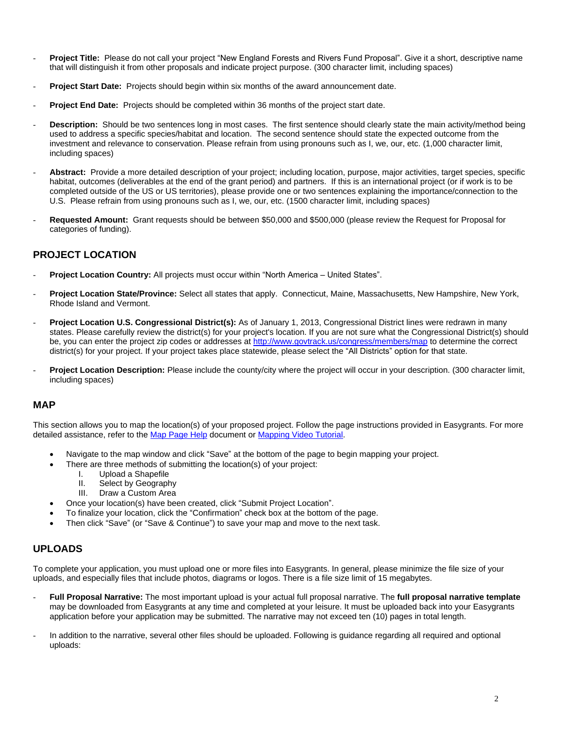- **Project Title:** Please do not call your project "New England Forests and Rivers Fund Proposal". Give it a short, descriptive name that will distinguish it from other proposals and indicate project purpose. (300 character limit, including spaces)

- **Project Start Date:** Projects should begin within six months of the award announcement date.

- **Project End Date:** Projects should be completed within 36 months of the project start date.

- **Description:** Should be two sentences long in most cases. The first sentence should clearly state the main activity/method being used to address a specific species/habitat and location. The second sentence should state the expected outcome from the investment and relevance to conservation. Please refrain from using pronouns such as I, we, our, etc. (1,000 character limit, including spaces)

- **Abstract:** Provide a more detailed description of your project; including location, purpose, major activities, target species, specific habitat, outcomes (deliverables at the end of the grant period) and partners. If this is an international project (or if work is to be completed outside of the US or US territories), please provide one or two sentences explaining the importance/connection to the U.S. Please refrain from using pronouns such as I, we, our, etc. (1500 character limit, including spaces)

- **Requested Amount:** Grant requests should be between $50,000 and $500,000 (please review the Request for Proposal for categories of funding).

## PROJECT LOCATION

- **Project Location Country:** All projects must occur within "North America – United States".

- **Project Location State/Province:** Select all states that apply. Connecticut, Maine, Massachusetts, New Hampshire, New York, Rhode Island and Vermont.

- **Project Location U.S. Congressional District(s):** As of January 1, 2013, Congressional District lines were redrawn in many states. Please carefully review the district(s) for your project's location. If you are not sure what the Congressional District(s) should be, you can enter the project zip codes or addresses at [http://www.govtrack.us/congress/members/map](http://www.govtrack.us/congress/members/map) to determine the correct district(s) for your project. If your project takes place statewide, please select the "All Districts" option for that state.

- **Project Location Description:** Please include the county/city where the project will occur in your description. (300 character limit, including spaces)

## MAP

This section allows you to map the location(s) of your proposed project. Follow the page instructions provided in Easygrants. For more detailed assistance, refer to the Map Page Help document or Mapping Video Tutorial.

- Navigate to the map window and click "Save" at the bottom of the page to begin mapping your project.
- There are three methods of submitting the location(s) of your project:
  I. Upload a Shapefile
  II. Select by Geography
  III. Draw a Custom Area
- Once your location(s) have been created, click "Submit Project Location".
- To finalize your location, click the "Confirmation" check box at the bottom of the page.
- Then click "Save" (or "Save & Continue") to save your map and move to the next task.

## UPLOADS

To complete your application, you must upload one or more files into Easygrants. In general, please minimize the file size of your uploads, and especially files that include photos, diagrams or logos. There is a file size limit of 15 megabytes.

- **Full Proposal Narrative:** The most important upload is your actual full proposal narrative. The **full proposal narrative template** may be downloaded from Easygrants at any time and completed at your leisure. It must be uploaded back into your Easygrants application before your application may be submitted. The narrative may not exceed ten (10) pages in total length.

- In addition to the narrative, several other files should be uploaded. Following is guidance regarding all required and optional uploads: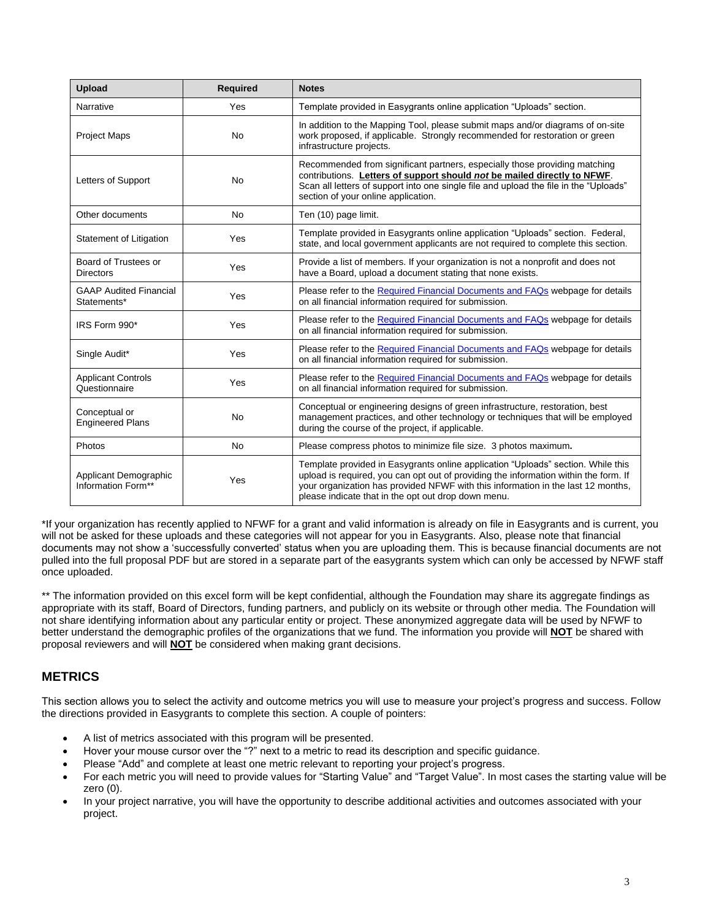| Upload | Required | Notes |
|---|---|---|
| Narrative | Yes | Template provided in Easygrants online application "Uploads" section. |
| Project Maps | No | In addition to the Mapping Tool, please submit maps and/or diagrams of on-site work proposed, if applicable. Strongly recommended for restoration or green infrastructure projects. |
| Letters of Support | No | Recommended from significant partners, especially those providing matching contributions. **Letters of support should *not* be mailed directly to NFWF**. Scan all letters of support into one single file and upload the file in the "Uploads" section of your online application. |
| Other documents | No | Ten (10) page limit. |
| Statement of Litigation | Yes | Template provided in Easygrants online application "Uploads" section. Federal, state, and local government applicants are not required to complete this section. |
| Board of Trustees or Directors | Yes | Provide a list of members. If your organization is not a nonprofit and does not have a Board, upload a document stating that none exists. |
| GAAP Audited Financial Statements* | Yes | Please refer to the Required Financial Documents and FAQs webpage for details on all financial information required for submission. |
| IRS Form 990* | Yes | Please refer to the Required Financial Documents and FAQs webpage for details on all financial information required for submission. |
| Single Audit* | Yes | Please refer to the Required Financial Documents and FAQs webpage for details on all financial information required for submission. |
| Applicant Controls Questionnaire | Yes | Please refer to the Required Financial Documents and FAQs webpage for details on all financial information required for submission. |
| Conceptual or Engineered Plans | No | Conceptual or engineering designs of green infrastructure, restoration, best management practices, and other technology or techniques that will be employed during the course of the project, if applicable. |
| Photos | No | Please compress photos to minimize file size. 3 photos maximum**.** |
| Applicant Demographic Information Form** | Yes | Template provided in Easygrants online application "Uploads" section. While this upload is required, you can opt out of providing the information within the form. If your organization has provided NFWF with this information in the last 12 months, please indicate that in the opt out drop down menu. |

*If your organization has recently applied to NFWF for a grant and valid information is already on file in Easygrants and is current, you will not be asked for these uploads and these categories will not appear for you in Easygrants. Also, please note that financial documents may not show a 'successfully converted' status when you are uploading them. This is because financial documents are not pulled into the full proposal PDF but are stored in a separate part of the easygrants system which can only be accessed by NFWF staff once uploaded.

** The information provided on this excel form will be kept confidential, although the Foundation may share its aggregate findings as appropriate with its staff, Board of Directors, funding partners, and publicly on its website or through other media. The Foundation will not share identifying information about any particular entity or project. These anonymized aggregate data will be used by NFWF to better understand the demographic profiles of the organizations that we fund. The information you provide will **NOT** be shared with proposal reviewers and will **NOT** be considered when making grant decisions.

## METRICS

This section allows you to select the activity and outcome metrics you will use to measure your project's progress and success. Follow the directions provided in Easygrants to complete this section. A couple of pointers:

- A list of metrics associated with this program will be presented.
- Hover your mouse cursor over the "?" next to a metric to read its description and specific guidance.
- Please "Add" and complete at least one metric relevant to reporting your project's progress.
- For each metric you will need to provide values for "Starting Value" and "Target Value". In most cases the starting value will be zero (0).
- In your project narrative, you will have the opportunity to describe additional activities and outcomes associated with your project.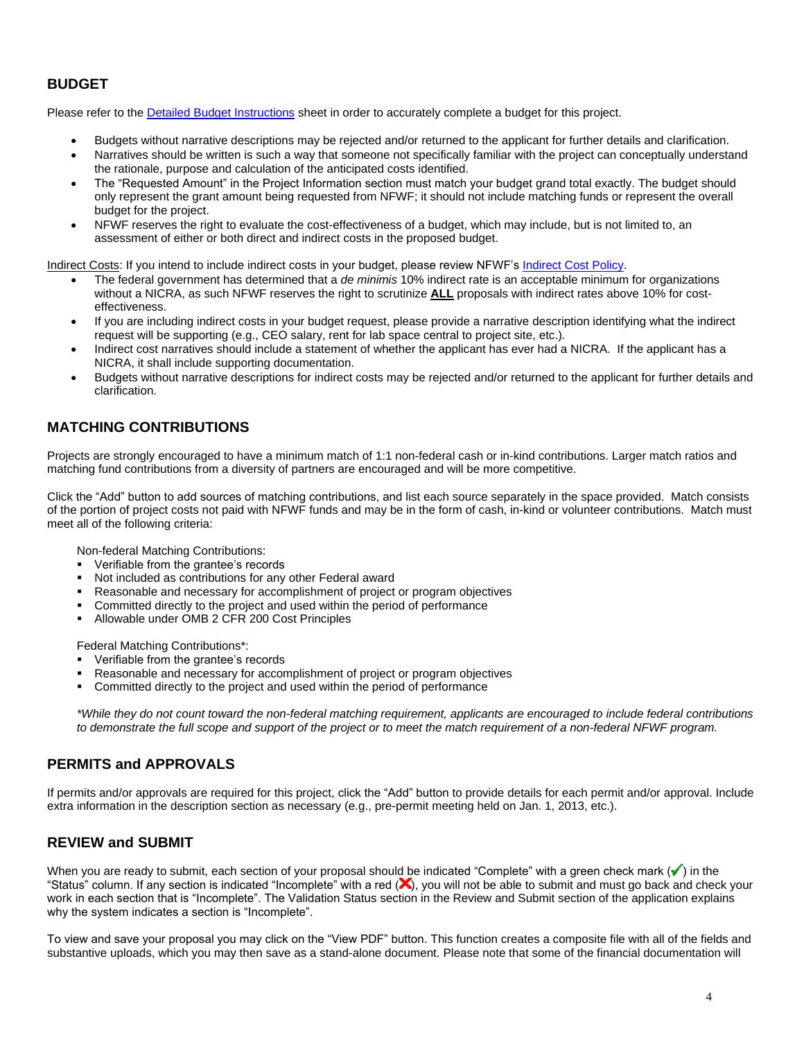## BUDGET

Please refer to the Detailed Budget Instructions sheet in order to accurately complete a budget for this project.

- Budgets without narrative descriptions may be rejected and/or returned to the applicant for further details and clarification.
- Narratives should be written is such a way that someone not specifically familiar with the project can conceptually understand the rationale, purpose and calculation of the anticipated costs identified.
- The "Requested Amount" in the Project Information section must match your budget grand total exactly. The budget should only represent the grant amount being requested from NFWF; it should not include matching funds or represent the overall budget for the project.
- NFWF reserves the right to evaluate the cost-effectiveness of a budget, which may include, but is not limited to, an assessment of either or both direct and indirect costs in the proposed budget.

Indirect Costs: If you intend to include indirect costs in your budget, please review NFWF's Indirect Cost Policy.

- The federal government has determined that a *de minimis* 10% indirect rate is an acceptable minimum for organizations without a NICRA, as such NFWF reserves the right to scrutinize **ALL** proposals with indirect rates above 10% for cost-effectiveness.
- If you are including indirect costs in your budget request, please provide a narrative description identifying what the indirect request will be supporting (e.g., CEO salary, rent for lab space central to project site, etc.).
- Indirect cost narratives should include a statement of whether the applicant has ever had a NICRA. If the applicant has a NICRA, it shall include supporting documentation.
- Budgets without narrative descriptions for indirect costs may be rejected and/or returned to the applicant for further details and clarification.

## MATCHING CONTRIBUTIONS

Projects are strongly encouraged to have a minimum match of 1:1 non-federal cash or in-kind contributions. Larger match ratios and matching fund contributions from a diversity of partners are encouraged and will be more competitive.

Click the "Add" button to add sources of matching contributions, and list each source separately in the space provided. Match consists of the portion of project costs not paid with NFWF funds and may be in the form of cash, in-kind or volunteer contributions. Match must meet all of the following criteria:

Non-federal Matching Contributions:

- Verifiable from the grantee's records
- Not included as contributions for any other Federal award
- Reasonable and necessary for accomplishment of project or program objectives
- Committed directly to the project and used within the period of performance
- Allowable under OMB 2 CFR 200 Cost Principles

Federal Matching Contributions*:

- Verifiable from the grantee's records
- Reasonable and necessary for accomplishment of project or program objectives
- Committed directly to the project and used within the period of performance

*\*While they do not count toward the non-federal matching requirement, applicants are encouraged to include federal contributions to demonstrate the full scope and support of the project or to meet the match requirement of a non-federal NFWF program.*

## PERMITS and APPROVALS

If permits and/or approvals are required for this project, click the "Add" button to provide details for each permit and/or approval. Include extra information in the description section as necessary (e.g., pre-permit meeting held on Jan. 1, 2013, etc.).

## REVIEW and SUBMIT

When you are ready to submit, each section of your proposal should be indicated "Complete" with a green check mark (✔) in the "Status" column. If any section is indicated "Incomplete" with a red (✘), you will not be able to submit and must go back and check your work in each section that is "Incomplete". The Validation Status section in the Review and Submit section of the application explains why the system indicates a section is "Incomplete".

To view and save your proposal you may click on the "View PDF" button. This function creates a composite file with all of the fields and substantive uploads, which you may then save as a stand-alone document. Please note that some of the financial documentation will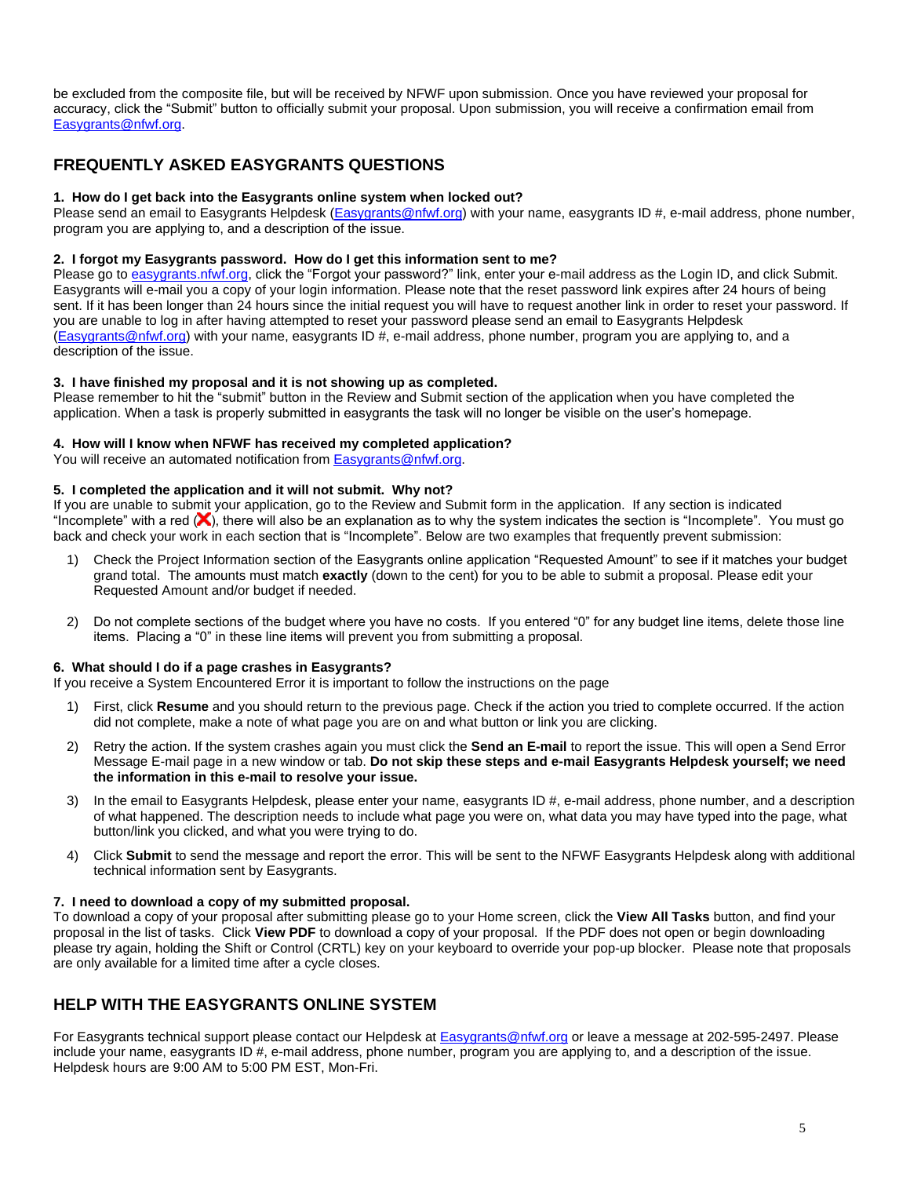be excluded from the composite file, but will be received by NFWF upon submission. Once you have reviewed your proposal for accuracy, click the "Submit" button to officially submit your proposal. Upon submission, you will receive a confirmation email from Easygrants@nfwf.org.

## FREQUENTLY ASKED EASYGRANTS QUESTIONS

**1. How do I get back into the Easygrants online system when locked out?**
Please send an email to Easygrants Helpdesk (Easygrants@nfwf.org) with your name, easygrants ID #, e-mail address, phone number, program you are applying to, and a description of the issue.

**2. I forgot my Easygrants password. How do I get this information sent to me?**
Please go to easygrants.nfwf.org, click the "Forgot your password?" link, enter your e-mail address as the Login ID, and click Submit. Easygrants will e-mail you a copy of your login information. Please note that the reset password link expires after 24 hours of being sent. If it has been longer than 24 hours since the initial request you will have to request another link in order to reset your password. If you are unable to log in after having attempted to reset your password please send an email to Easygrants Helpdesk (Easygrants@nfwf.org) with your name, easygrants ID #, e-mail address, phone number, program you are applying to, and a description of the issue.

**3. I have finished my proposal and it is not showing up as completed.**
Please remember to hit the "submit" button in the Review and Submit section of the application when you have completed the application. When a task is properly submitted in easygrants the task will no longer be visible on the user's homepage.

**4. How will I know when NFWF has received my completed application?**
You will receive an automated notification from Easygrants@nfwf.org.

**5. I completed the application and it will not submit. Why not?**
If you are unable to submit your application, go to the Review and Submit form in the application. If any section is indicated "Incomplete" with a red (❌), there will also be an explanation as to why the system indicates the section is "Incomplete". You must go back and check your work in each section that is "Incomplete". Below are two examples that frequently prevent submission:

1) Check the Project Information section of the Easygrants online application "Requested Amount" to see if it matches your budget grand total. The amounts must match **exactly** (down to the cent) for you to be able to submit a proposal. Please edit your Requested Amount and/or budget if needed.

2) Do not complete sections of the budget where you have no costs. If you entered "0" for any budget line items, delete those line items. Placing a "0" in these line items will prevent you from submitting a proposal.

**6. What should I do if a page crashes in Easygrants?**
If you receive a System Encountered Error it is important to follow the instructions on the page

1) First, click **Resume** and you should return to the previous page. Check if the action you tried to complete occurred. If the action did not complete, make a note of what page you are on and what button or link you are clicking.

2) Retry the action. If the system crashes again you must click the **Send an E-mail** to report the issue. This will open a Send Error Message E-mail page in a new window or tab. **Do not skip these steps and e-mail Easygrants Helpdesk yourself; we need the information in this e-mail to resolve your issue.**

3) In the email to Easygrants Helpdesk, please enter your name, easygrants ID #, e-mail address, phone number, and a description of what happened. The description needs to include what page you were on, what data you may have typed into the page, what button/link you clicked, and what you were trying to do.

4) Click **Submit** to send the message and report the error. This will be sent to the NFWF Easygrants Helpdesk along with additional technical information sent by Easygrants.

**7. I need to download a copy of my submitted proposal.**
To download a copy of your proposal after submitting please go to your Home screen, click the **View All Tasks** button, and find your proposal in the list of tasks. Click **View PDF** to download a copy of your proposal. If the PDF does not open or begin downloading please try again, holding the Shift or Control (CRTL) key on your keyboard to override your pop-up blocker. Please note that proposals are only available for a limited time after a cycle closes.

## HELP WITH THE EASYGRANTS ONLINE SYSTEM

For Easygrants technical support please contact our Helpdesk at Easygrants@nfwf.org or leave a message at 202-595-2497. Please include your name, easygrants ID #, e-mail address, phone number, program you are applying to, and a description of the issue. Helpdesk hours are 9:00 AM to 5:00 PM EST, Mon-Fri.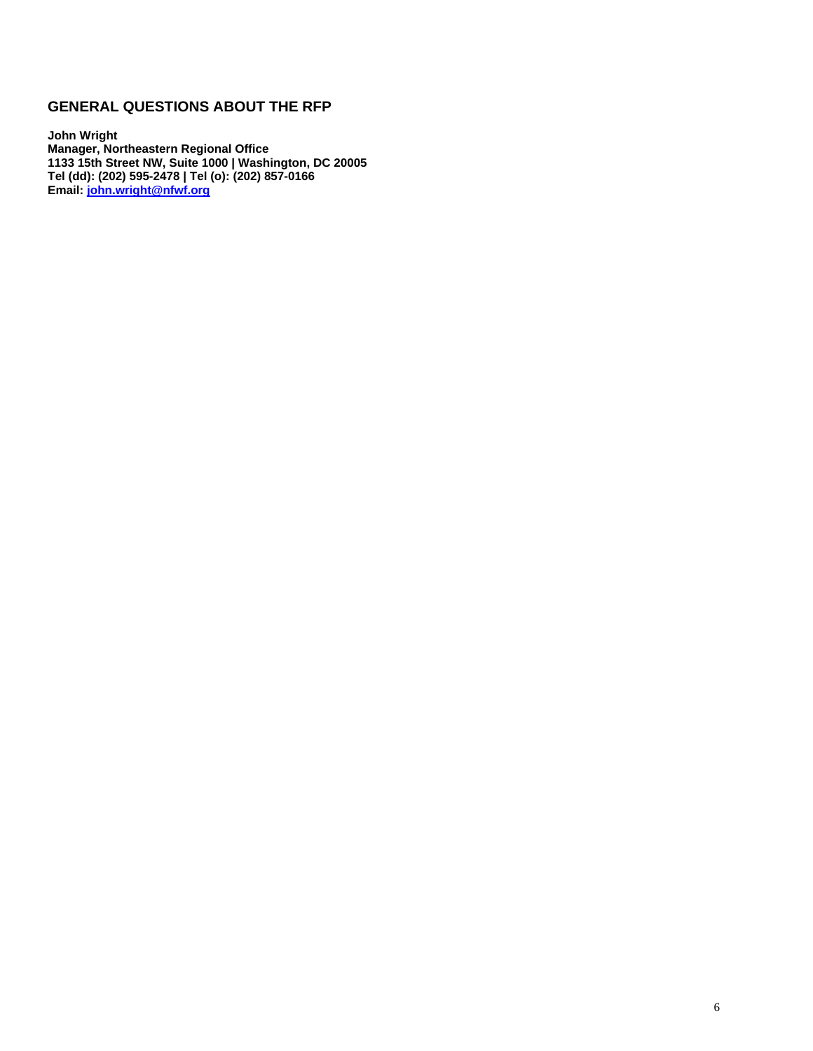## GENERAL QUESTIONS ABOUT THE RFP

**John Wright**
**Manager, Northeastern Regional Office**
**1133 15th Street NW, Suite 1000 | Washington, DC 20005**
**Tel (dd): (202) 595-2478 | Tel (o): (202) 857-0166**
**Email: john.wright@nfwf.org**